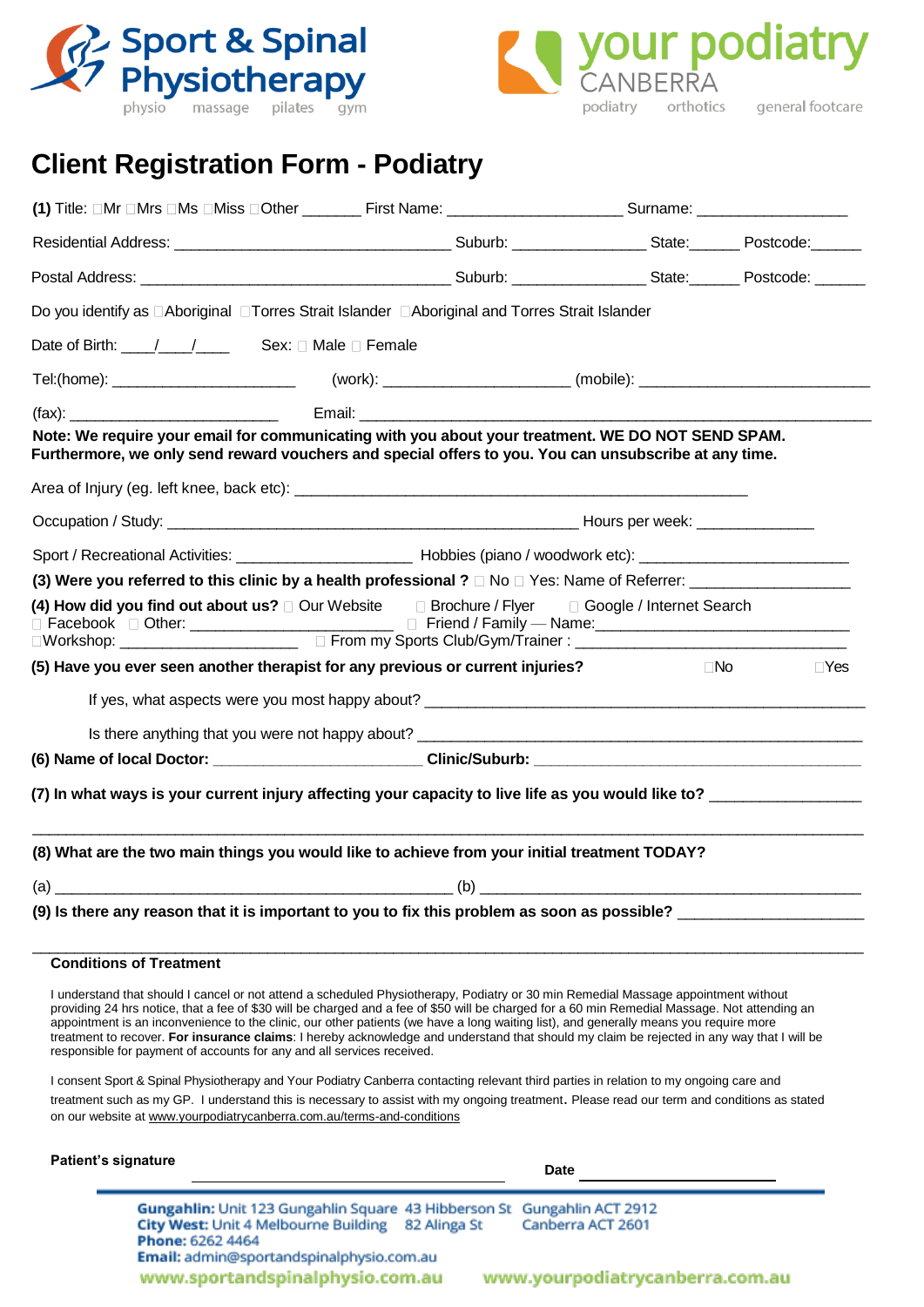Sport & Spinal Physiotherapy
physio massage pilates gym

your podiatry CANBERRA
podiatry orthotics general footcare

# Client Registration Form - Podiatry

**(1)** Title: □Mr □Mrs □Ms □Miss □Other _______ First Name: ____________________ Surname: _________________

Residential Address: ________________________________ Suburb: _______________ State:______ Postcode:______

Postal Address: ____________________________________ Suburb: _______________ State:______ Postcode: ______

Do you identify as □Aboriginal □Torres Strait Islander □Aboriginal and Torres Strait Islander

Date of Birth: ____/____/____ Sex: □ Male □ Female

Tel:(home): _____________________ (work): ____________________ (mobile): __________________________

(fax): ________________________ Email: ___________________________________________________________

**Note: We require your email for communicating with you about your treatment. WE DO NOT SEND SPAM. Furthermore, we only send reward vouchers and special offers to you. You can unsubscribe at any time.**

Area of Injury (eg. left knee, back etc): ___________________________________________________

Occupation / Study: ________________________________________________ Hours per week: _____________

Sport / Recreational Activities: ____________________ Hobbies (piano / woodwork etc): ________________________

**(3) Were you referred to this clinic by a health professional ?** □ No □ Yes: Name of Referrer: __________________

**(4) How did you find out about us?** □ Our Website □ Brochure / Flyer □ Google / Internet Search
□ Facebook □ Other: _______________________ □ Friend / Family — Name:______________________________
□Workshop: _____________________ □ From my Sports Club/Gym/Trainer : ________________________________

**(5) Have you ever seen another therapist for any previous or current injuries?** □No □Yes

If yes, what aspects were you most happy about? ___________________________________________________

Is there anything that you were not happy about? ___________________________________________________

**(6) Name of local Doctor:** ________________________ **Clinic/Suburb:** ______________________________________

**(7) In what ways is your current injury affecting your capacity to live life as you would like to?** _________________

______________________________________________________________________________________________

**(8) What are the two main things you would like to achieve from your initial treatment TODAY?**

(a) _______________________________________________ (b) _____________________________________________

**(9) Is there any reason that it is important to you to fix this problem as soon as possible?** _____________________

______________________________________________________________________________________________

**Conditions of Treatment**

I understand that should I cancel or not attend a scheduled Physiotherapy, Podiatry or 30 min Remedial Massage appointment without providing 24 hrs notice, that a fee of $30 will be charged and a fee of $50 will be charged for a 60 min Remedial Massage. Not attending an appointment is an inconvenience to the clinic, our other patients (we have a long waiting list), and generally means you require more treatment to recover. **For insurance claims**: I hereby acknowledge and understand that should my claim be rejected in any way that I will be responsible for payment of accounts for any and all services received.

I consent Sport & Spinal Physiotherapy and Your Podiatry Canberra contacting relevant third parties in relation to my ongoing care and treatment such as my GP. I understand this is necessary to assist with my ongoing treatment. Please read our term and conditions as stated on our website at www.yourpodiatrycanberra.com.au/terms-and-conditions

**Patient's signature** ______________________________ **Date** ____________________

**Gungahlin:** Unit 123 Gungahlin Square 43 Hibberson St Gungahlin ACT 2912
**City West:** Unit 4 Melbourne Building 82 Alinga St Canberra ACT 2601
**Phone:** 6262 4464
**Email:** admin@sportandspinalphysio.com.au
www.sportandspinalphysio.com.au www.yourpodiatrycanberra.com.au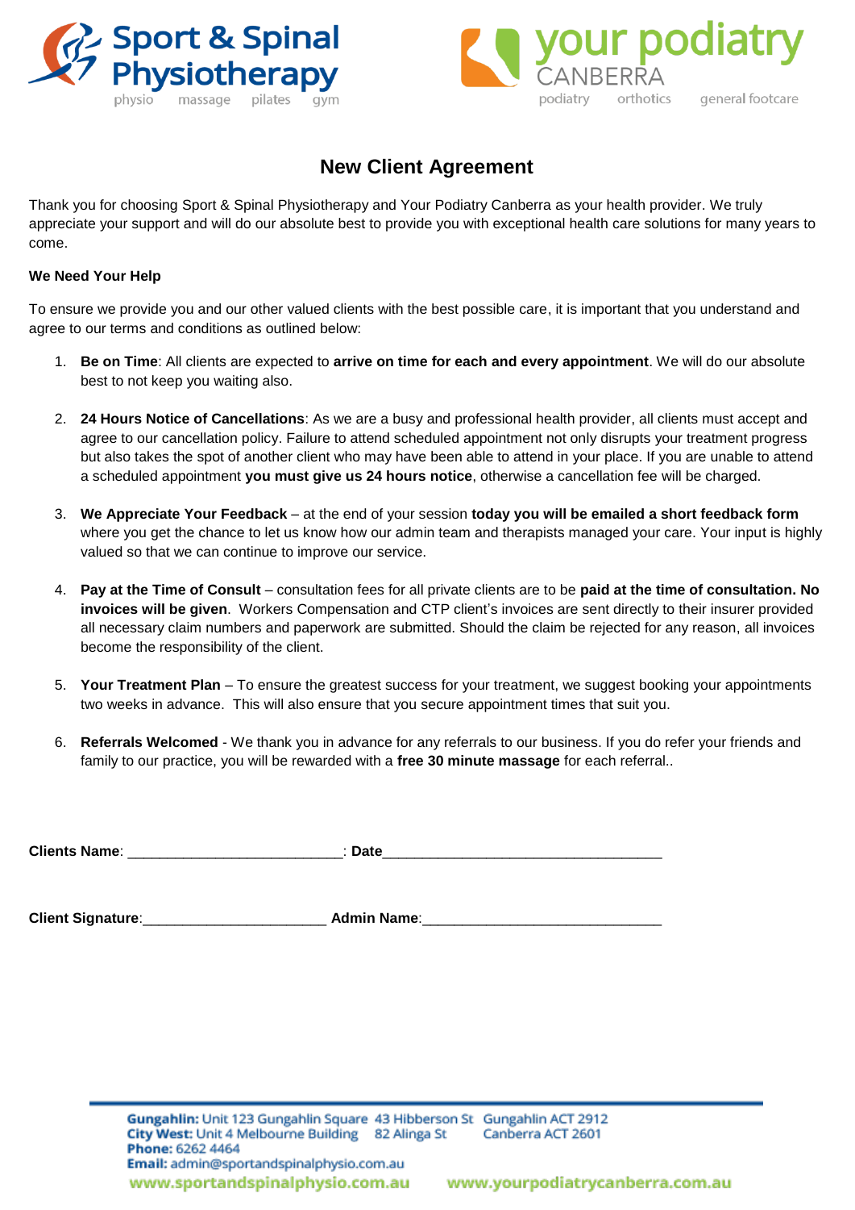Sport & Spinal Physiotherapy
physio massage pilates gym

your podiatry CANBERRA
podiatry orthotics general footcare

# New Client Agreement

Thank you for choosing Sport & Spinal Physiotherapy and Your Podiatry Canberra as your health provider. We truly appreciate your support and will do our absolute best to provide you with exceptional health care solutions for many years to come.

**We Need Your Help**

To ensure we provide you and our other valued clients with the best possible care, it is important that you understand and agree to our terms and conditions as outlined below:

1. **Be on Time**: All clients are expected to **arrive on time for each and every appointment**. We will do our absolute best to not keep you waiting also.

2. **24 Hours Notice of Cancellations**: As we are a busy and professional health provider, all clients must accept and agree to our cancellation policy. Failure to attend scheduled appointment not only disrupts your treatment progress but also takes the spot of another client who may have been able to attend in your place. If you are unable to attend a scheduled appointment **you must give us 24 hours notice**, otherwise a cancellation fee will be charged.

3. **We Appreciate Your Feedback** – at the end of your session **today you will be emailed a short feedback form** where you get the chance to let us know how our admin team and therapists managed your care. Your input is highly valued so that we can continue to improve our service.

4. **Pay at the Time of Consult** – consultation fees for all private clients are to be **paid at the time of consultation. No invoices will be given**. Workers Compensation and CTP client's invoices are sent directly to their insurer provided all necessary claim numbers and paperwork are submitted. Should the claim be rejected for any reason, all invoices become the responsibility of the client.

5. **Your Treatment Plan** – To ensure the greatest success for your treatment, we suggest booking your appointments two weeks in advance. This will also ensure that you secure appointment times that suit you.

6. **Referrals Welcomed** - We thank you in advance for any referrals to our business. If you do refer your friends and family to our practice, you will be rewarded with a **free 30 minute massage** for each referral..

**Clients Name**: ___________________________: **Date**___________________________________

**Client Signature**:_______________________ **Admin Name**:______________________________

**Gungahlin:** Unit 123 Gungahlin Square 43 Hibberson St Gungahlin ACT 2912
**City West:** Unit 4 Melbourne Building 82 Alinga St Canberra ACT 2601
**Phone:** 6262 4464
**Email:** admin@sportandspinalphysio.com.au
www.sportandspinalphysio.com.au www.yourpodiatrycanberra.com.au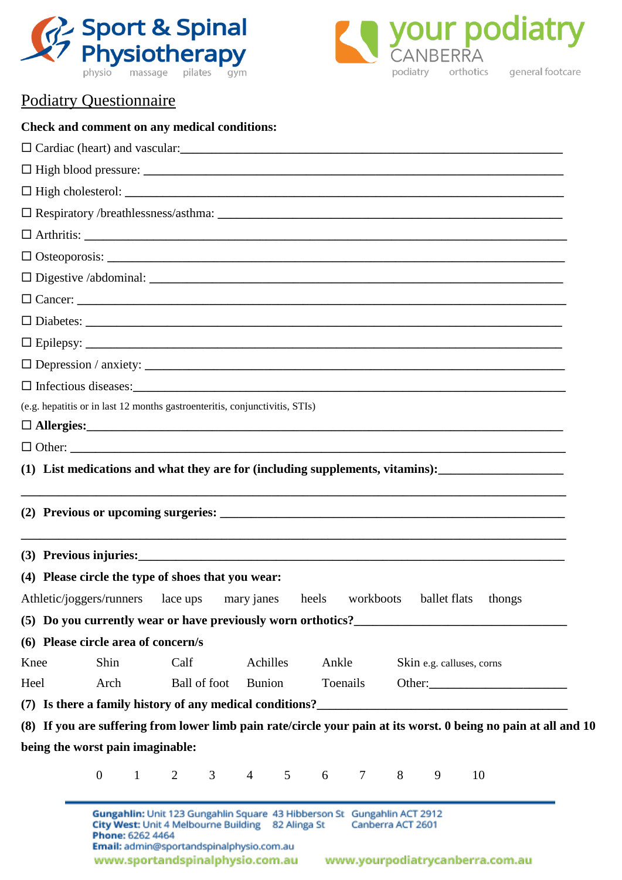Sport & Spinal Physiotherapy
physio massage pilates gym

your podiatry CANBERRA
podiatry orthotics general footcare

# Podiatry Questionnaire

**Check and comment on any medical conditions:**

☐ Cardiac (heart) and vascular:\_\_\_\_\_\_\_\_\_\_\_\_\_\_\_\_\_\_\_\_\_\_\_\_\_\_\_\_\_\_\_\_\_\_\_\_\_\_\_\_\_\_\_\_

☐ High blood pressure: \_\_\_\_\_\_\_\_\_\_\_\_\_\_\_\_\_\_\_\_\_\_\_\_\_\_\_\_\_\_\_\_\_\_\_\_\_\_\_\_\_\_\_\_\_\_\_\_

☐ High cholesterol: \_\_\_\_\_\_\_\_\_\_\_\_\_\_\_\_\_\_\_\_\_\_\_\_\_\_\_\_\_\_\_\_\_\_\_\_\_\_\_\_\_\_\_\_\_\_\_\_\_\_

☐ Respiratory /breathlessness/asthma: \_\_\_\_\_\_\_\_\_\_\_\_\_\_\_\_\_\_\_\_\_\_\_\_\_\_\_\_\_\_\_\_\_\_\_\_

☐ Arthritis: \_\_\_\_\_\_\_\_\_\_\_\_\_\_\_\_\_\_\_\_\_\_\_\_\_\_\_\_\_\_\_\_\_\_\_\_\_\_\_\_\_\_\_\_\_\_\_\_\_\_\_\_\_\_\_\_\_

☐ Osteoporosis: \_\_\_\_\_\_\_\_\_\_\_\_\_\_\_\_\_\_\_\_\_\_\_\_\_\_\_\_\_\_\_\_\_\_\_\_\_\_\_\_\_\_\_\_\_\_\_\_\_\_\_\_\_

☐ Digestive /abdominal: \_\_\_\_\_\_\_\_\_\_\_\_\_\_\_\_\_\_\_\_\_\_\_\_\_\_\_\_\_\_\_\_\_\_\_\_\_\_\_\_\_\_\_\_\_\_\_\_

☐ Cancer: \_\_\_\_\_\_\_\_\_\_\_\_\_\_\_\_\_\_\_\_\_\_\_\_\_\_\_\_\_\_\_\_\_\_\_\_\_\_\_\_\_\_\_\_\_\_\_\_\_\_\_\_\_\_\_\_\_\_\_

☐ Diabetes: \_\_\_\_\_\_\_\_\_\_\_\_\_\_\_\_\_\_\_\_\_\_\_\_\_\_\_\_\_\_\_\_\_\_\_\_\_\_\_\_\_\_\_\_\_\_\_\_\_\_\_\_\_\_\_\_\_

☐ Epilepsy: \_\_\_\_\_\_\_\_\_\_\_\_\_\_\_\_\_\_\_\_\_\_\_\_\_\_\_\_\_\_\_\_\_\_\_\_\_\_\_\_\_\_\_\_\_\_\_\_\_\_\_\_\_\_\_\_\_

☐ Depression / anxiety: \_\_\_\_\_\_\_\_\_\_\_\_\_\_\_\_\_\_\_\_\_\_\_\_\_\_\_\_\_\_\_\_\_\_\_\_\_\_\_\_\_\_\_\_\_\_\_\_\_

☐ Infectious diseases:\_\_\_\_\_\_\_\_\_\_\_\_\_\_\_\_\_\_\_\_\_\_\_\_\_\_\_\_\_\_\_\_\_\_\_\_\_\_\_\_\_\_\_\_\_\_\_\_\_\_\_

(e.g. hepatitis or in last 12 months gastroenteritis, conjunctivitis, STIs)

☐ **Allergies:**\_\_\_\_\_\_\_\_\_\_\_\_\_\_\_\_\_\_\_\_\_\_\_\_\_\_\_\_\_\_\_\_\_\_\_\_\_\_\_\_\_\_\_\_\_\_\_\_\_\_\_\_\_\_\_\_

☐ Other: \_\_\_\_\_\_\_\_\_\_\_\_\_\_\_\_\_\_\_\_\_\_\_\_\_\_\_\_\_\_\_\_\_\_\_\_\_\_\_\_\_\_\_\_\_\_\_\_\_\_\_\_\_\_\_\_\_\_\_\_

**(1) List medications and what they are for (including supplements, vitamins):**\_\_\_\_\_\_\_\_\_\_\_\_\_\_\_\_\_\_\_\_

\_\_\_\_\_\_\_\_\_\_\_\_\_\_\_\_\_\_\_\_\_\_\_\_\_\_\_\_\_\_\_\_\_\_\_\_\_\_\_\_\_\_\_\_\_\_\_\_\_\_\_\_\_\_\_\_\_\_\_\_\_\_\_\_\_\_\_\_\_

**(2) Previous or upcoming surgeries:** \_\_\_\_\_\_\_\_\_\_\_\_\_\_\_\_\_\_\_\_\_\_\_\_\_\_\_\_\_\_\_\_\_\_\_\_\_\_\_\_\_\_

\_\_\_\_\_\_\_\_\_\_\_\_\_\_\_\_\_\_\_\_\_\_\_\_\_\_\_\_\_\_\_\_\_\_\_\_\_\_\_\_\_\_\_\_\_\_\_\_\_\_\_\_\_\_\_\_\_\_\_\_\_\_\_\_\_\_\_\_\_

**(3) Previous injuries:**\_\_\_\_\_\_\_\_\_\_\_\_\_\_\_\_\_\_\_\_\_\_\_\_\_\_\_\_\_\_\_\_\_\_\_\_\_\_\_\_\_\_\_\_\_\_\_\_\_\_\_\_\_

**(4) Please circle the type of shoes that you wear:**

Athletic/joggers/runners   lace ups   mary janes   heels   workboots   ballet flats   thongs

**(5) Do you currently wear or have previously worn orthotics?**\_\_\_\_\_\_\_\_\_\_\_\_\_\_\_\_\_\_\_\_\_\_\_\_\_\_

**(6) Please circle area of concern/s**

| | | | | | |
|---|---|---|---|---|---|
| Knee | Shin | Calf | Achilles | Ankle | Skin e.g. calluses, corns |
| Heel | Arch | Ball of foot | Bunion | Toenails | Other:\_\_\_\_\_\_\_\_\_\_\_\_\_\_\_\_ |

**(7) Is there a family history of any medical conditions?**\_\_\_\_\_\_\_\_\_\_\_\_\_\_\_\_\_\_\_\_\_\_\_\_\_\_\_\_\_\_

**(8) If you are suffering from lower limb pain rate/circle your pain at its worst. 0 being no pain at all and 10 being the worst pain imaginable:**

0   1   2   3   4   5   6   7   8   9   10

**Gungahlin:** Unit 123 Gungahlin Square 43 Hibberson St Gungahlin ACT 2912
**City West:** Unit 4 Melbourne Building 82 Alinga St Canberra ACT 2601
**Phone:** 6262 4464
**Email:** admin@sportandspinalphysio.com.au
www.sportandspinalphysio.com.au   www.yourpodiatrycanberra.com.au